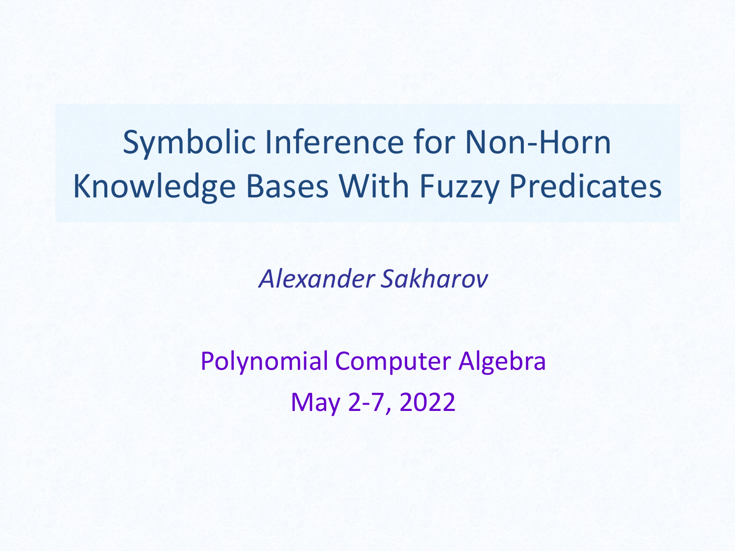# Symbolic Inference for Non-Horn Knowledge Bases With Fuzzy Predicates

*Alexander Sakharov*

Polynomial Computer Algebra

May 2-7, 2022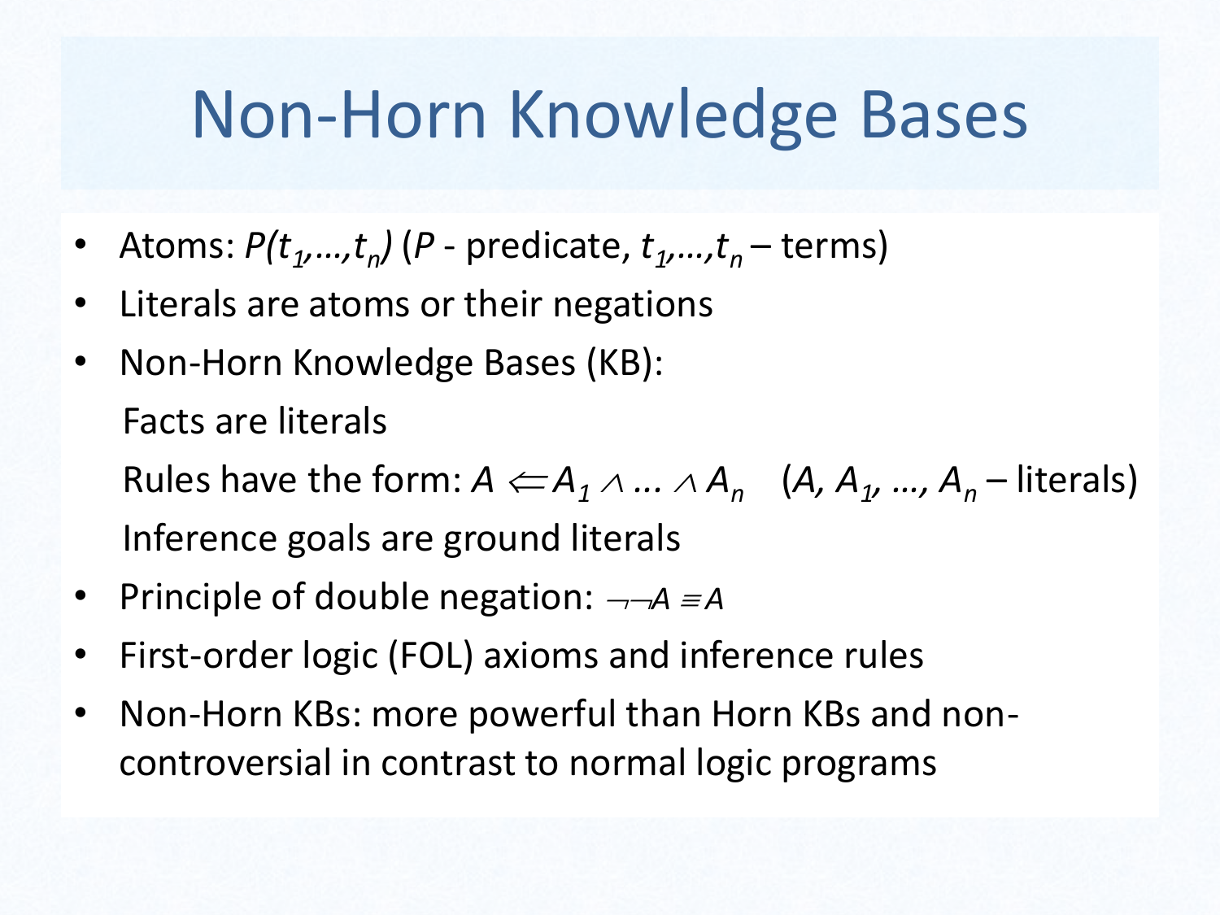# Non-Horn Knowledge Bases

- Atoms: $P(t_1,\ldots,t_n)$ ($P$ - predicate, $t_1,\ldots,t_n$ – terms)
- Literals are atoms or their negations
- Non-Horn Knowledge Bases (KB):

  Facts are literals

  Rules have the form: $A \Leftarrow A_1 \wedge \ldots \wedge A_n$ ($A, A_1, \ldots, A_n$ – literals)

  Inference goals are ground literals
- Principle of double negation: $\neg\neg A \equiv A$
- First-order logic (FOL) axioms and inference rules
- Non-Horn KBs: more powerful than Horn KBs and non-controversial in contrast to normal logic programs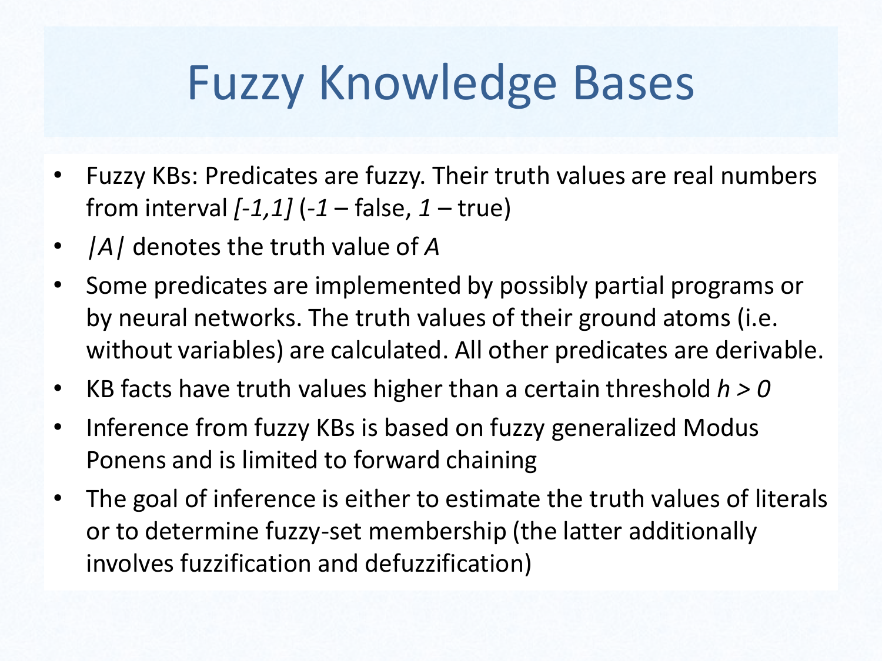# Fuzzy Knowledge Bases

- Fuzzy KBs: Predicates are fuzzy. Their truth values are real numbers from interval $[-1,1]$ ($-1$ – false, $1$ – true)
- $|A|$ denotes the truth value of $A$
- Some predicates are implemented by possibly partial programs or by neural networks. The truth values of their ground atoms (i.e. without variables) are calculated. All other predicates are derivable.
- KB facts have truth values higher than a certain threshold $h > 0$
- Inference from fuzzy KBs is based on fuzzy generalized Modus Ponens and is limited to forward chaining
- The goal of inference is either to estimate the truth values of literals or to determine fuzzy-set membership (the latter additionally involves fuzzification and defuzzification)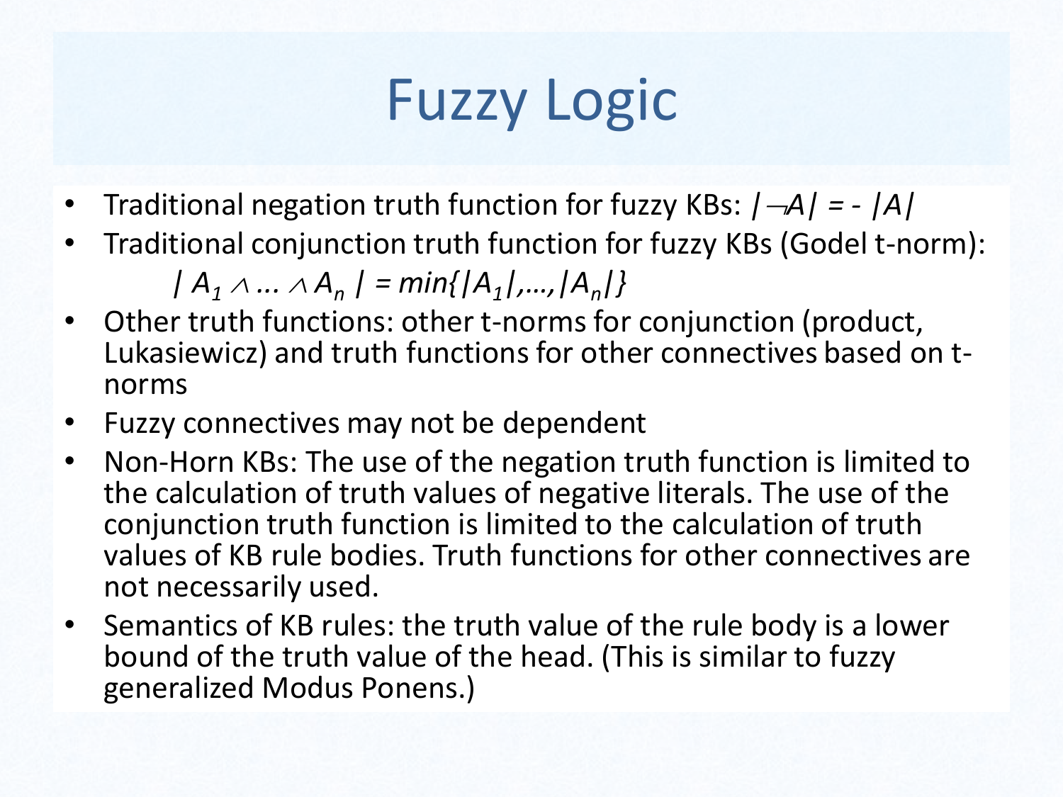# Fuzzy Logic

- Traditional negation truth function for fuzzy KBs: $|\neg A| = -\ |A|$
- Traditional conjunction truth function for fuzzy KBs (Godel t-norm):

  $$| A_1 \wedge \ldots \wedge A_n | = min\{|A_1|,\ldots,|A_n|\}$$

- Other truth functions: other t-norms for conjunction (product, Lukasiewicz) and truth functions for other connectives based on t-norms
- Fuzzy connectives may not be dependent
- Non-Horn KBs: The use of the negation truth function is limited to the calculation of truth values of negative literals. The use of the conjunction truth function is limited to the calculation of truth values of KB rule bodies. Truth functions for other connectives are not necessarily used.
- Semantics of KB rules: the truth value of the rule body is a lower bound of the truth value of the head. (This is similar to fuzzy generalized Modus Ponens.)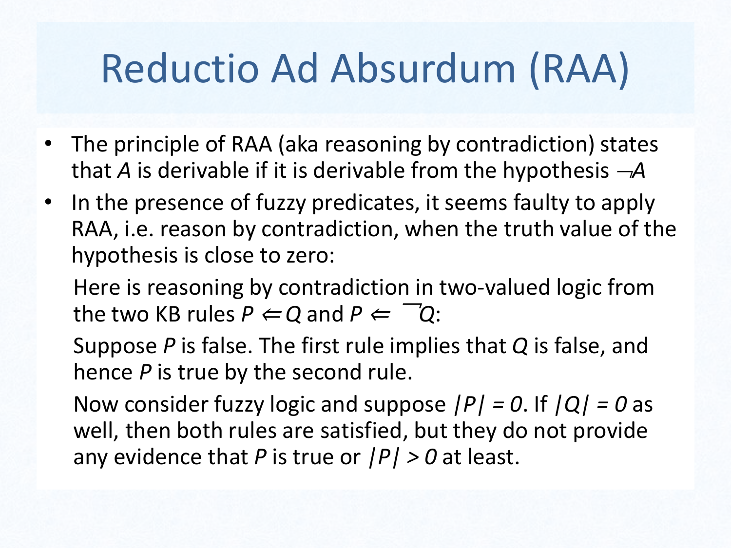# Reductio Ad Absurdum (RAA)

- The principle of RAA (aka reasoning by contradiction) states that $A$ is derivable if it is derivable from the hypothesis $\neg A$
- In the presence of fuzzy predicates, it seems faulty to apply RAA, i.e. reason by contradiction, when the truth value of the hypothesis is close to zero:

  Here is reasoning by contradiction in two-valued logic from the two KB rules $P \Leftarrow Q$ and $P \Leftarrow \neg Q$:

  Suppose $P$ is false. The first rule implies that $Q$ is false, and hence $P$ is true by the second rule.

  Now consider fuzzy logic and suppose $|P| = 0$. If $|Q| = 0$ as well, then both rules are satisfied, but they do not provide any evidence that $P$ is true or $|P| > 0$ at least.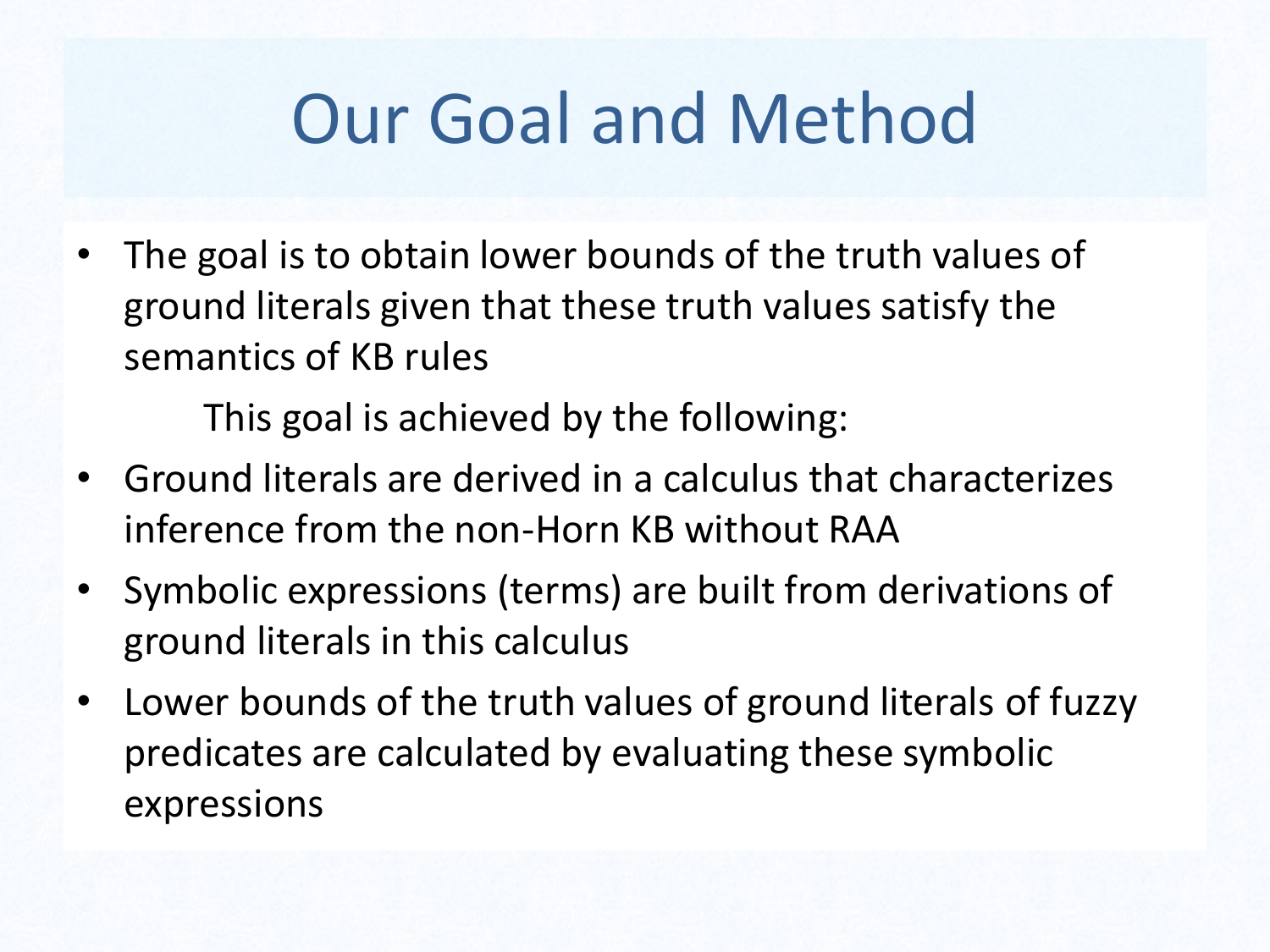# Our Goal and Method

- The goal is to obtain lower bounds of the truth values of ground literals given that these truth values satisfy the semantics of KB rules

    This goal is achieved by the following:

- Ground literals are derived in a calculus that characterizes inference from the non-Horn KB without RAA
- Symbolic expressions (terms) are built from derivations of ground literals in this calculus
- Lower bounds of the truth values of ground literals of fuzzy predicates are calculated by evaluating these symbolic expressions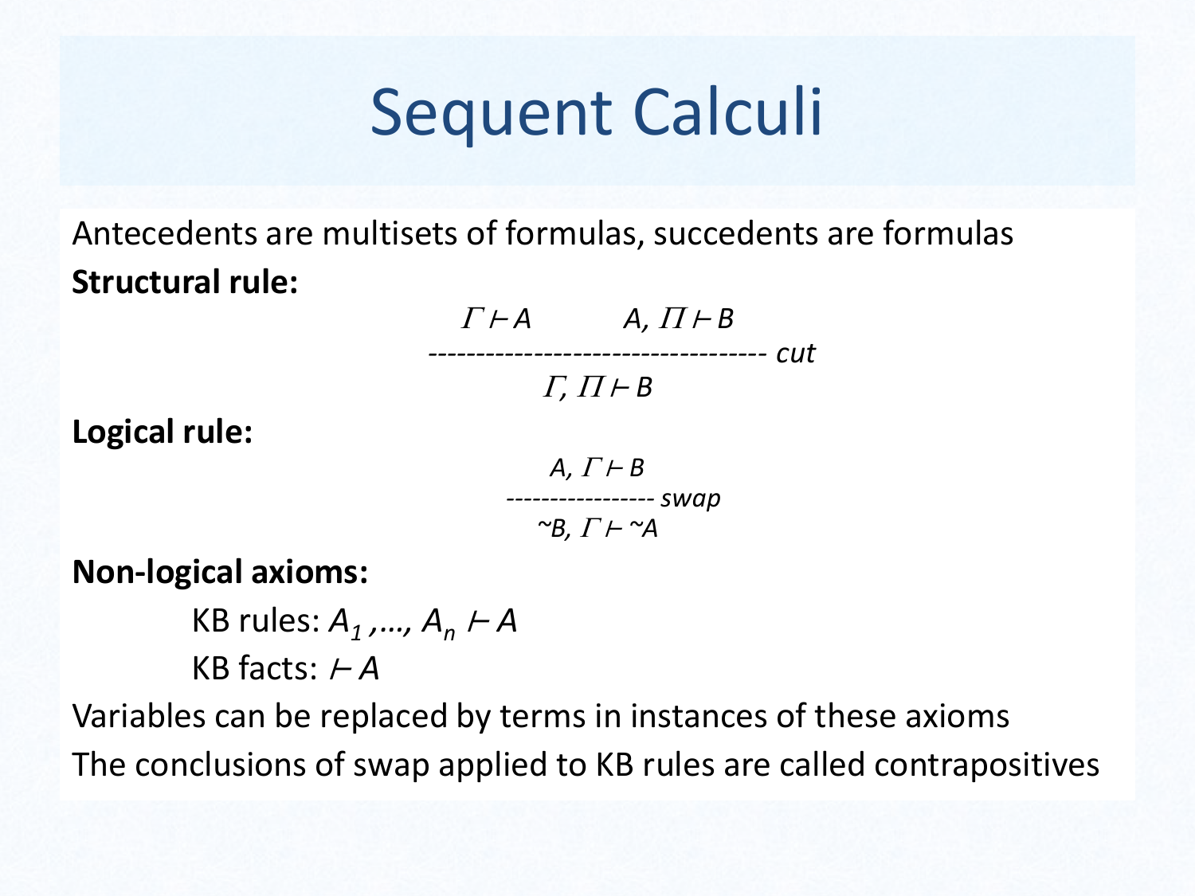# Sequent Calculi

Antecedents are multisets of formulas, succedents are formulas

**Structural rule:**

$$\frac{\Gamma \vdash A \qquad A, \Pi \vdash B}{\Gamma, \Pi \vdash B}\ cut$$

**Logical rule:**

$$\frac{A, \Gamma \vdash B}{\sim B, \Gamma \vdash \sim A}\ swap$$

**Non-logical axioms:**

KB rules: $A_1, \ldots, A_n \vdash A$

KB facts: $\vdash A$

Variables can be replaced by terms in instances of these axioms

The conclusions of swap applied to KB rules are called contrapositives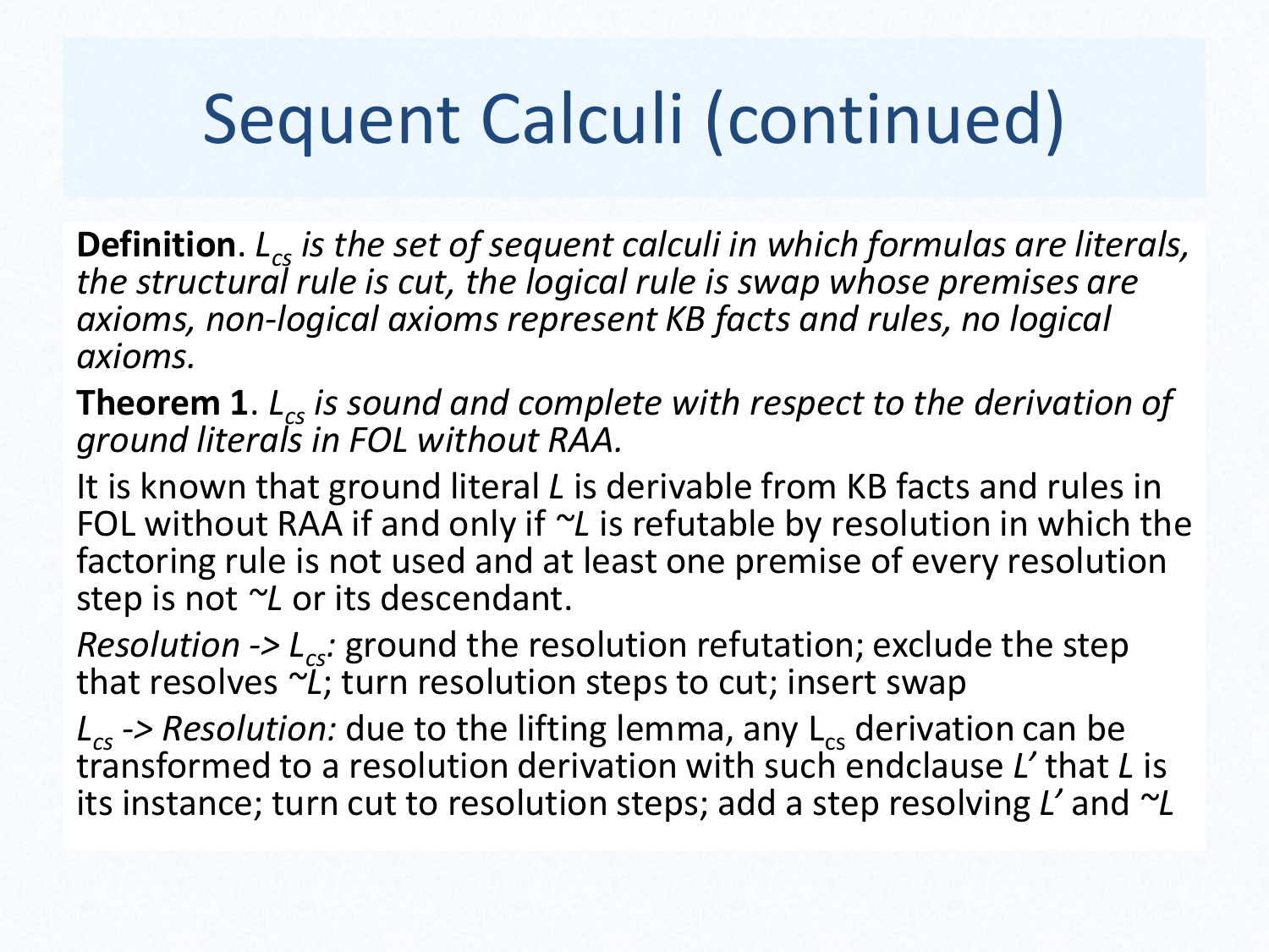# Sequent Calculi (continued)

**Definition**. *$L_{cs}$ is the set of sequent calculi in which formulas are literals, the structural rule is cut, the logical rule is swap whose premises are axioms, non-logical axioms represent KB facts and rules, no logical axioms.*

**Theorem 1**. *$L_{cs}$ is sound and complete with respect to the derivation of ground literals in FOL without RAA.*

It is known that ground literal *L* is derivable from KB facts and rules in FOL without RAA if and only if *~L* is refutable by resolution in which the factoring rule is not used and at least one premise of every resolution step is not *~L* or its descendant.

*Resolution -> $L_{cs}$:* ground the resolution refutation; exclude the step that resolves *~L*; turn resolution steps to cut; insert swap

*$L_{cs}$ -> Resolution:* due to the lifting lemma, any $L_{cs}$ derivation can be transformed to a resolution derivation with such endclause *L'* that *L* is its instance; turn cut to resolution steps; add a step resolving *L'* and *~L*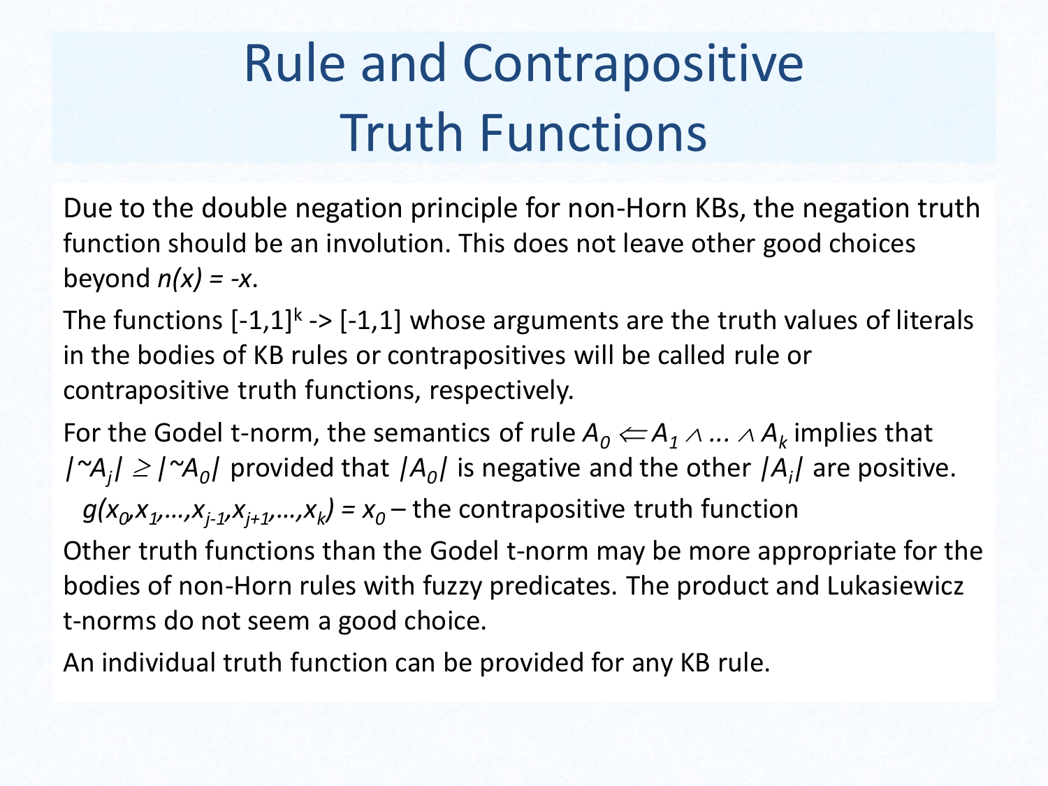# Rule and Contrapositive Truth Functions

Due to the double negation principle for non-Horn KBs, the negation truth function should be an involution. This does not leave other good choices beyond $n(x) = -x$.

The functions $[-1,1]^k \rightarrow [-1,1]$ whose arguments are the truth values of literals in the bodies of KB rules or contrapositives will be called rule or contrapositive truth functions, respectively.

For the Godel t-norm, the semantics of rule $A_0 \Leftarrow A_1 \wedge \ldots \wedge A_k$ implies that $|{\sim}A_j| \geq |{\sim}A_0|$ provided that $|A_0|$ is negative and the other $|A_i|$ are positive.

$g(x_0, x_1, \ldots, x_{j-1}, x_{j+1}, \ldots, x_k) = x_0$ – the contrapositive truth function

Other truth functions than the Godel t-norm may be more appropriate for the bodies of non-Horn rules with fuzzy predicates. The product and Lukasiewicz t-norms do not seem a good choice.

An individual truth function can be provided for any KB rule.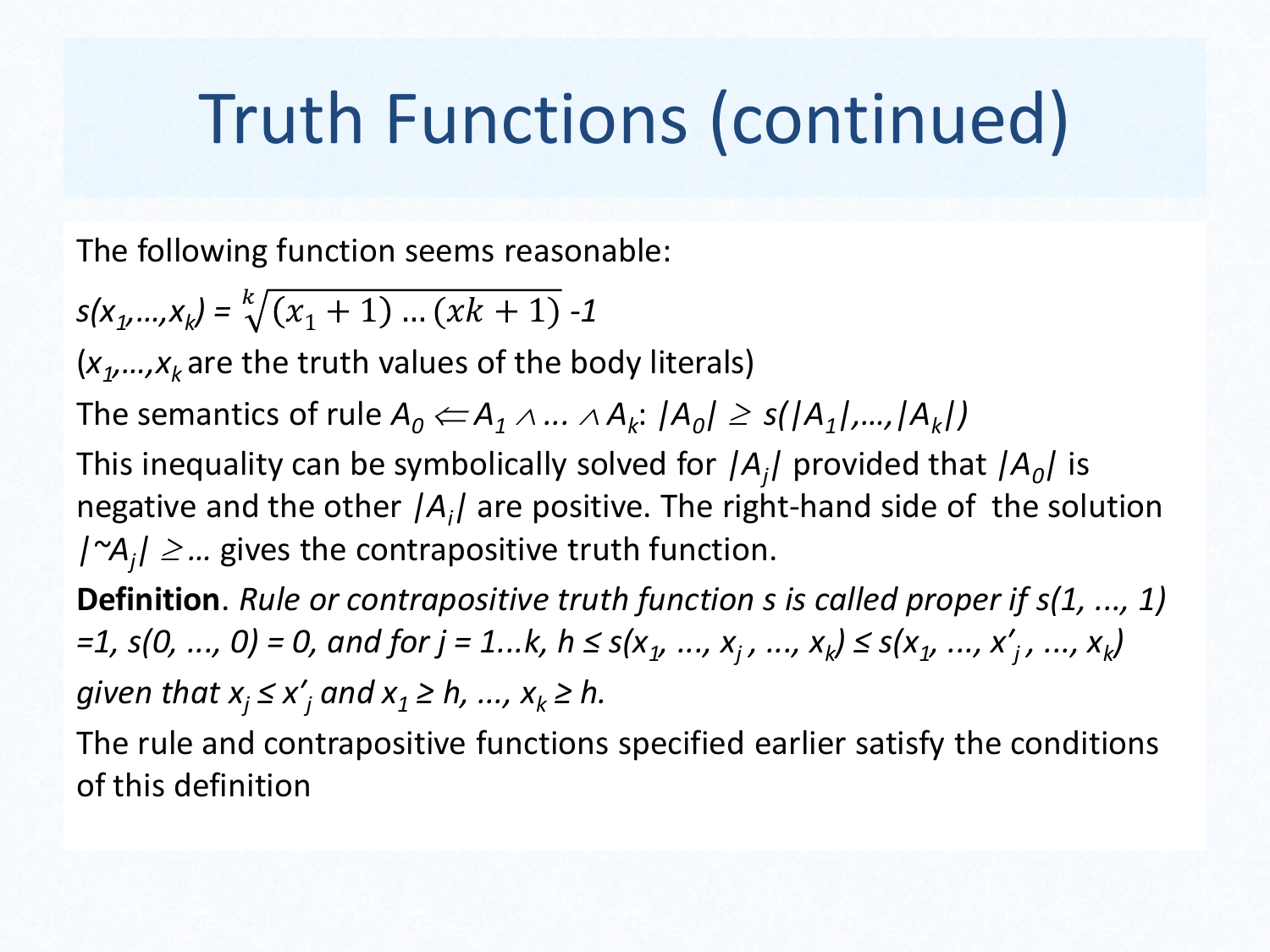# Truth Functions (continued)

The following function seems reasonable:

$s(x_1,\ldots,x_k) = \sqrt[k]{(x_1+1)\ldots(xk+1)} - 1$

($x_1,\ldots,x_k$ are the truth values of the body literals)

The semantics of rule $A_0 \Leftarrow A_1 \wedge \ldots \wedge A_k$: $|A_0| \geq s(|A_1|,\ldots,|A_k|)$

This inequality can be symbolically solved for $|A_j|$ provided that $|A_0|$ is negative and the other $|A_i|$ are positive. The right-hand side of the solution $|{\sim}A_j| \geq \ldots$ gives the contrapositive truth function.

**Definition**. *Rule or contrapositive truth function s is called proper if* $s(1, \ldots, 1) = 1$, $s(0, \ldots, 0) = 0$, *and for* $j = 1 \ldots k$, $h \leq s(x_1, \ldots, x_j, \ldots, x_k) \leq s(x_1, \ldots, x'_j, \ldots, x_k)$ *given that* $x_j \leq x'_j$ *and* $x_1 \geq h, \ldots, x_k \geq h$.

The rule and contrapositive functions specified earlier satisfy the conditions of this definition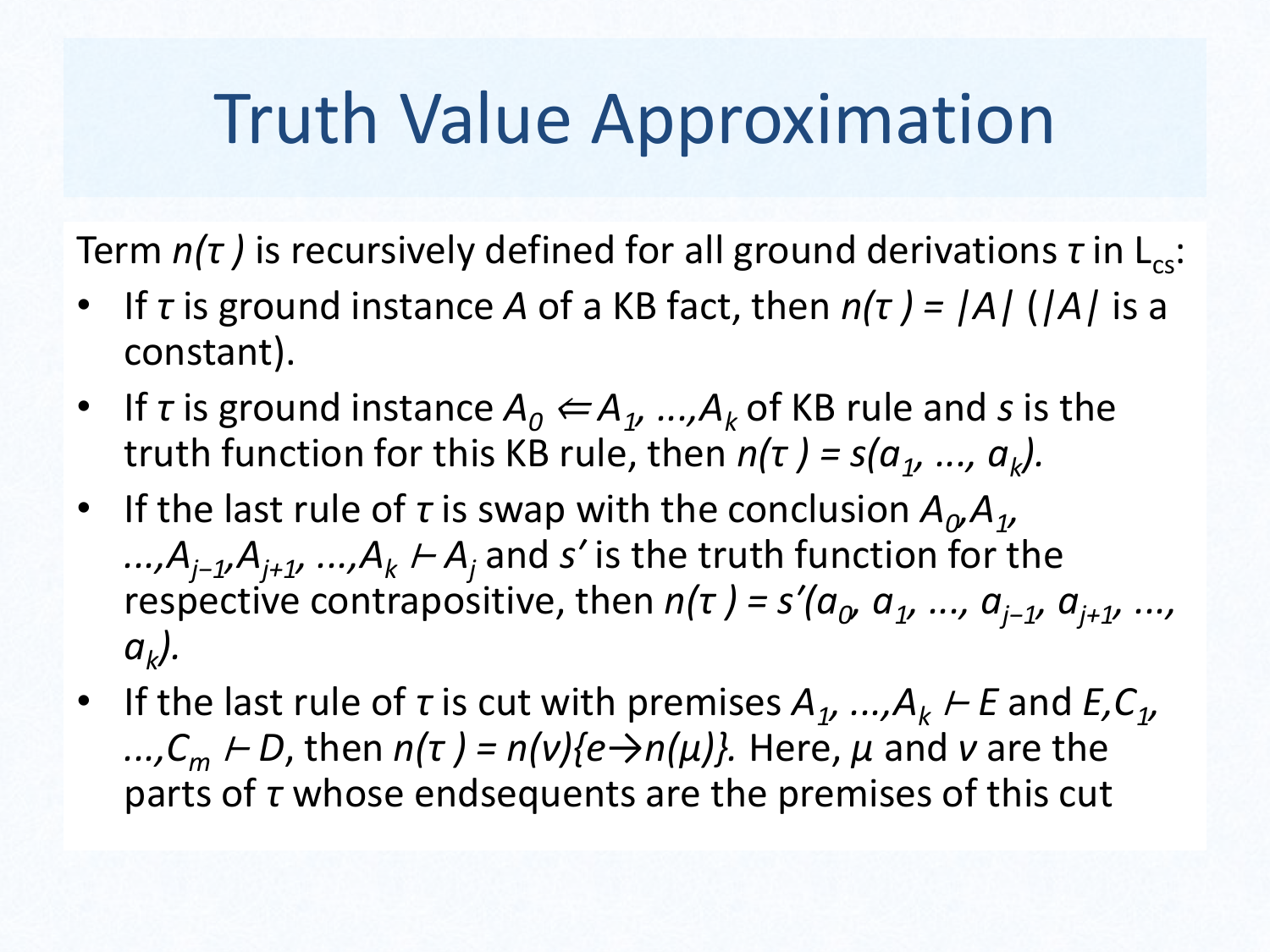# Truth Value Approximation

Term $n(\tau)$ is recursively defined for all ground derivations $\tau$ in $L_{cs}$:

- If $\tau$ is ground instance $A$ of a KB fact, then $n(\tau) = |A|$ ($|A|$ is a constant).
- If $\tau$ is ground instance $A_0 \Leftarrow A_1, \ldots, A_k$ of KB rule and $s$ is the truth function for this KB rule, then $n(\tau) = s(a_1, \ldots, a_k)$.
- If the last rule of $\tau$ is swap with the conclusion $A_0, A_1, \ldots, A_{j-1}, A_{j+1}, \ldots, A_k \vdash A_j$ and $s'$ is the truth function for the respective contrapositive, then $n(\tau) = s'(a_0, a_1, \ldots, a_{j-1}, a_{j+1}, \ldots, a_k)$.
- If the last rule of $\tau$ is cut with premises $A_1, \ldots, A_k \vdash E$ and $E, C_1, \ldots, C_m \vdash D$, then $n(\tau) = n(\nu)\{e \rightarrow n(\mu)\}$. Here, $\mu$ and $\nu$ are the parts of $\tau$ whose endsequents are the premises of this cut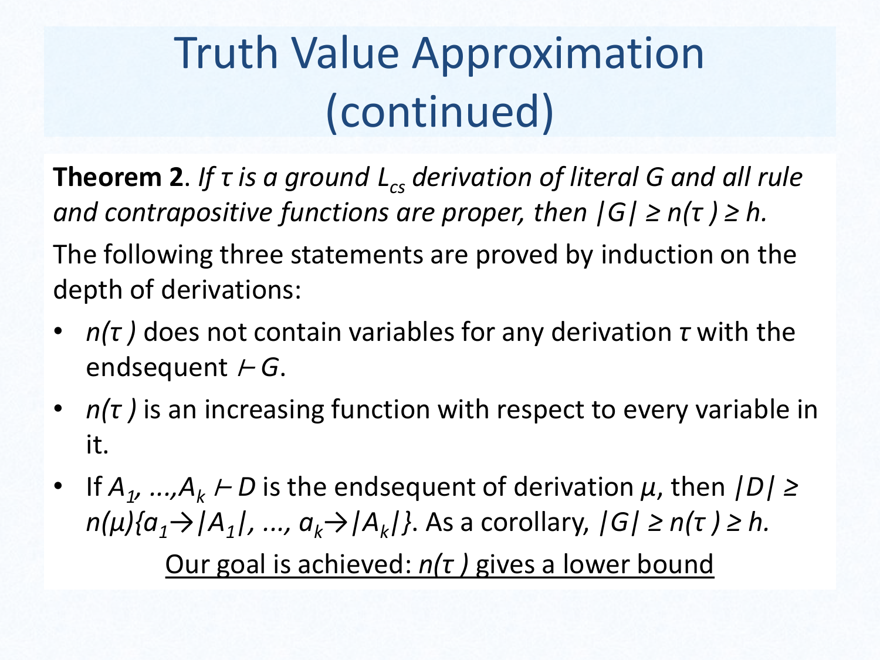# Truth Value Approximation (continued)

**Theorem 2**. *If $\tau$ is a ground $L_{cs}$ derivation of literal $G$ and all rule and contrapositive functions are proper, then $|G| \geq n(\tau) \geq h$.*

The following three statements are proved by induction on the depth of derivations:

- $n(\tau)$ does not contain variables for any derivation $\tau$ with the endsequent $\vdash G$.
- $n(\tau)$ is an increasing function with respect to every variable in it.
- If $A_1, \ldots, A_k \vdash D$ is the endsequent of derivation $\mu$, then $|D| \geq n(\mu)\{a_1 \rightarrow |A_1|, \ldots, a_k \rightarrow |A_k|\}$. As a corollary, $|G| \geq n(\tau) \geq h$.

Our goal is achieved: $n(\tau)$ gives a lower bound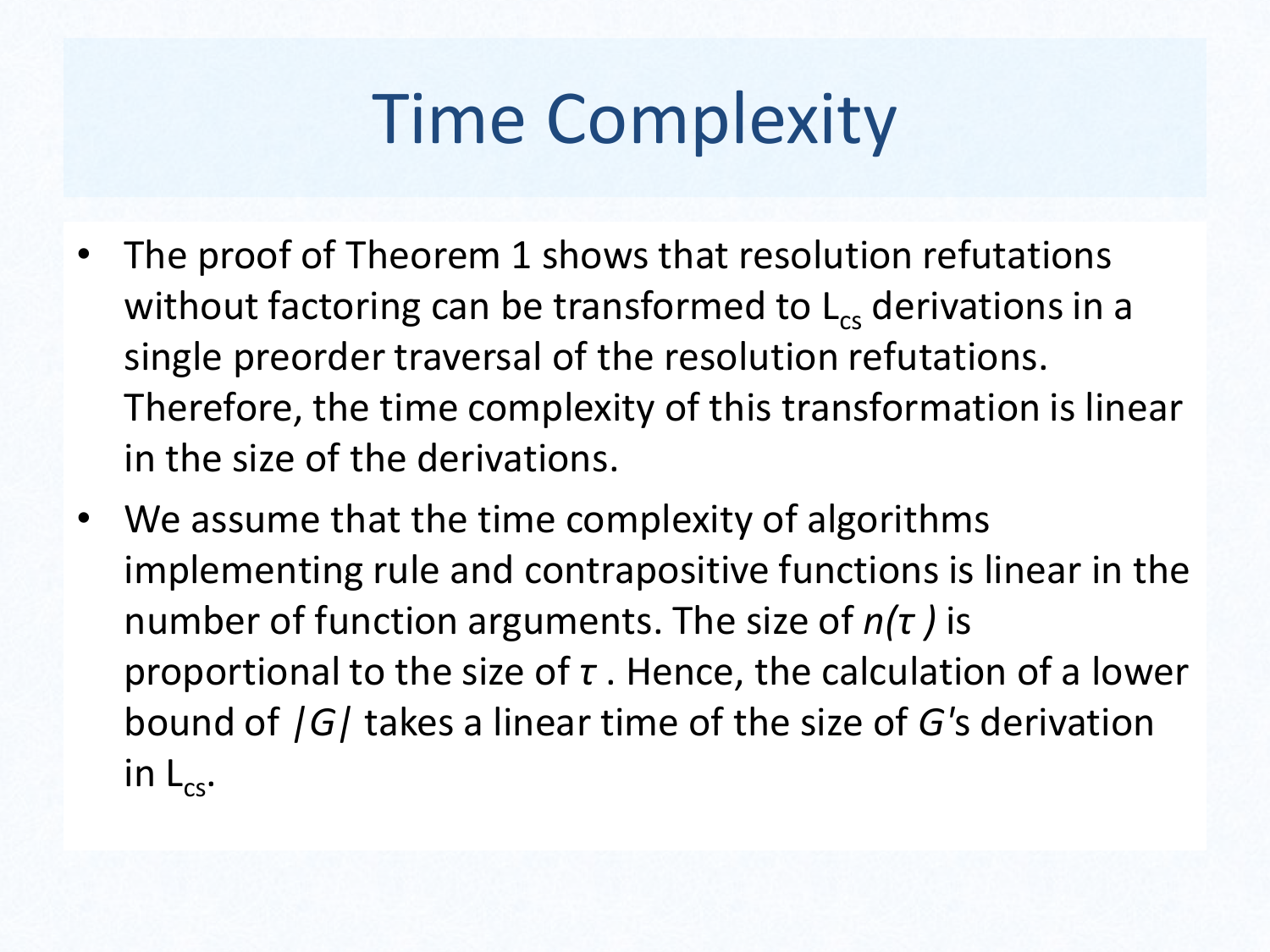# Time Complexity

- The proof of Theorem 1 shows that resolution refutations without factoring can be transformed to $L_{cs}$ derivations in a single preorder traversal of the resolution refutations. Therefore, the time complexity of this transformation is linear in the size of the derivations.
- We assume that the time complexity of algorithms implementing rule and contrapositive functions is linear in the number of function arguments. The size of $n(\tau)$ is proportional to the size of $\tau$. Hence, the calculation of a lower bound of $|G|$ takes a linear time of the size of $G$'s derivation in $L_{cs}$.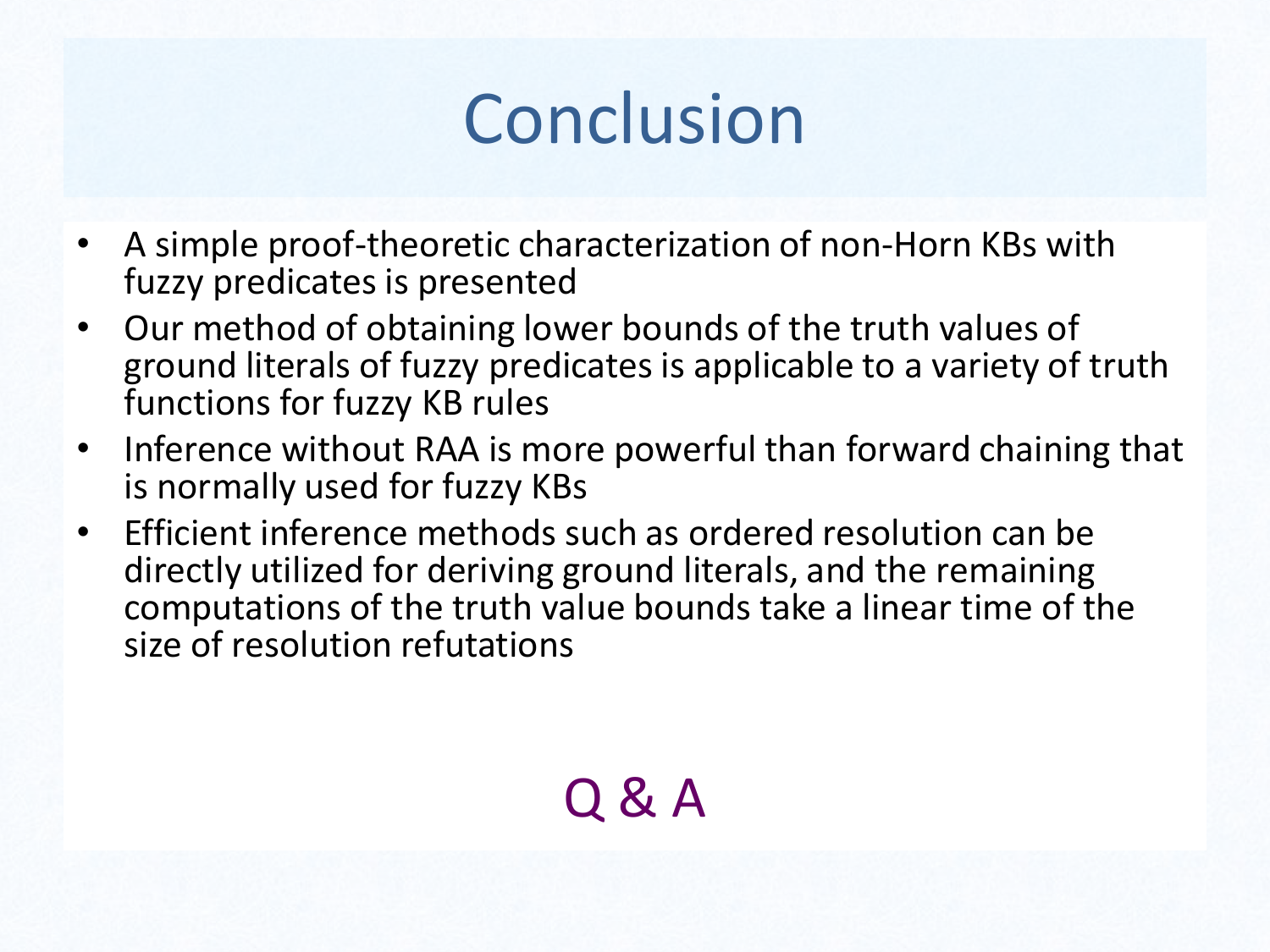# Conclusion

- A simple proof-theoretic characterization of non-Horn KBs with fuzzy predicates is presented
- Our method of obtaining lower bounds of the truth values of ground literals of fuzzy predicates is applicable to a variety of truth functions for fuzzy KB rules
- Inference without RAA is more powerful than forward chaining that is normally used for fuzzy KBs
- Efficient inference methods such as ordered resolution can be directly utilized for deriving ground literals, and the remaining computations of the truth value bounds take a linear time of the size of resolution refutations

Q & A